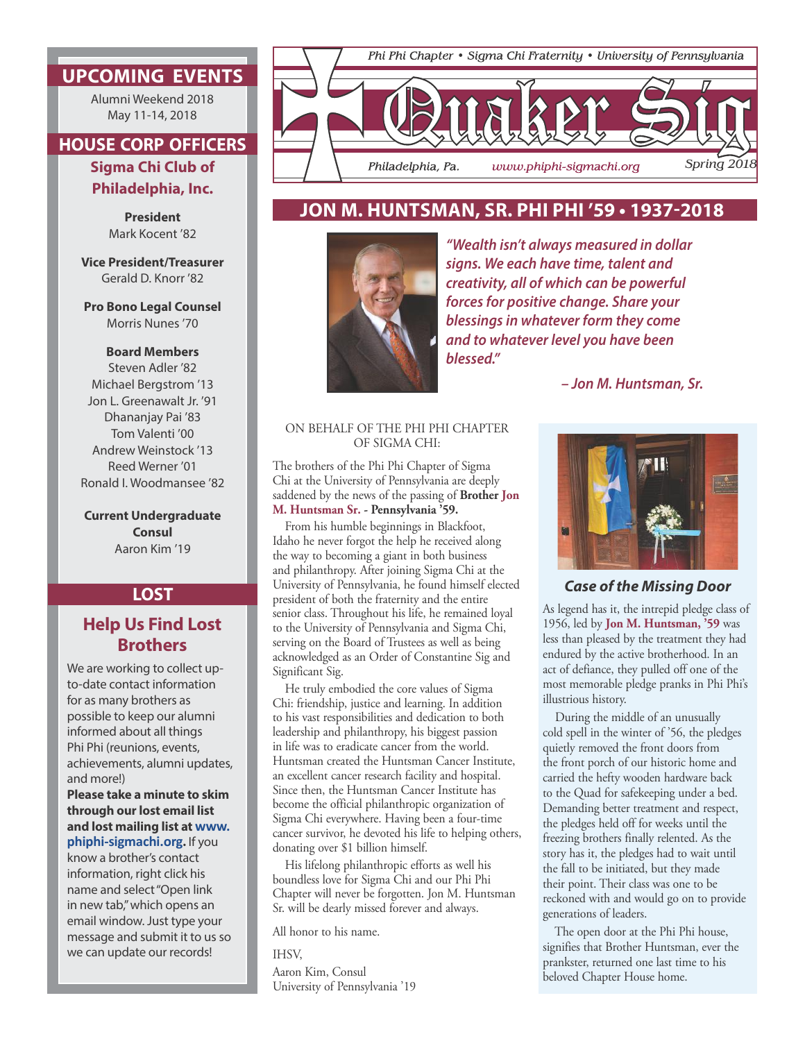Phi Phi Chapter • Sigma Chi Fraternity • University of Pennsylvania

# Quaker Sig

Philadelphia, Pa. www.phiphi-sigmachi.org Spring 2018

## UPCOMING EVENTS

Alumni Weekend 2018
May 11-14, 2018

## HOUSE CORP OFFICERS

**Sigma Chi Club of Philadelphia, Inc.**

**President**
Mark Kocent '82

**Vice President/Treasurer**
Gerald D. Knorr '82

**Pro Bono Legal Counsel**
Morris Nunes '70

**Board Members**
Steven Adler '82
Michael Bergstrom '13
Jon L. Greenawalt Jr. '91
Dhananjay Pai '83
Tom Valenti '00
Andrew Weinstock '13
Reed Werner '01
Ronald I. Woodmansee '82

**Current Undergraduate Consul**
Aaron Kim '19

## LOST

### Help Us Find Lost Brothers

We are working to collect up-to-date contact information for as many brothers as possible to keep our alumni informed about all things Phi Phi (reunions, events, achievements, alumni updates, and more!)

**Please take a minute to skim through our lost email list and lost mailing list at www.phiphi-sigmachi.org.** If you know a brother's contact information, right click his name and select "Open link in new tab," which opens an email window. Just type your message and submit it to us so we can update our records!

## JON M. HUNTSMAN, SR. PHI PHI '59 • 1937-2018

*"Wealth isn't always measured in dollar signs. We each have time, talent and creativity, all of which can be powerful forces for positive change. Share your blessings in whatever form they come and to whatever level you have been blessed."*

*– Jon M. Huntsman, Sr.*

ON BEHALF OF THE PHI PHI CHAPTER OF SIGMA CHI:

The brothers of the Phi Phi Chapter of Sigma Chi at the University of Pennsylvania are deeply saddened by the news of the passing of **Brother Jon M. Huntsman Sr. - Pennsylvania '59.**

From his humble beginnings in Blackfoot, Idaho he never forgot the help he received along the way to becoming a giant in both business and philanthropy. After joining Sigma Chi at the University of Pennsylvania, he found himself elected president of both the fraternity and the entire senior class. Throughout his life, he remained loyal to the University of Pennsylvania and Sigma Chi, serving on the Board of Trustees as well as being acknowledged as an Order of Constantine Sig and Significant Sig.

He truly embodied the core values of Sigma Chi: friendship, justice and learning. In addition to his vast responsibilities and dedication to both leadership and philanthropy, his biggest passion in life was to eradicate cancer from the world. Huntsman created the Huntsman Cancer Institute, an excellent cancer research facility and hospital. Since then, the Huntsman Cancer Institute has become the official philanthropic organization of Sigma Chi everywhere. Having been a four-time cancer survivor, he devoted his life to helping others, donating over $1 billion himself.

His lifelong philanthropic efforts as well his boundless love for Sigma Chi and our Phi Phi Chapter will never be forgotten. Jon M. Huntsman Sr. will be dearly missed forever and always.

All honor to his name.

IHSV,

Aaron Kim, Consul
University of Pennsylvania '19

### Case of the Missing Door

As legend has it, the intrepid pledge class of 1956, led by **Jon M. Huntsman, '59** was less than pleased by the treatment they had endured by the active brotherhood. In an act of defiance, they pulled off one of the most memorable pledge pranks in Phi Phi's illustrious history.

During the middle of an unusually cold spell in the winter of '56, the pledges quietly removed the front doors from the front porch of our historic home and carried the hefty wooden hardware back to the Quad for safekeeping under a bed. Demanding better treatment and respect, the pledges held off for weeks until the freezing brothers finally relented. As the story has it, the pledges had to wait until the fall to be initiated, but they made their point. Their class was one to be reckoned with and would go on to provide generations of leaders.

The open door at the Phi Phi house, signifies that Brother Huntsman, ever the prankster, returned one last time to his beloved Chapter House home.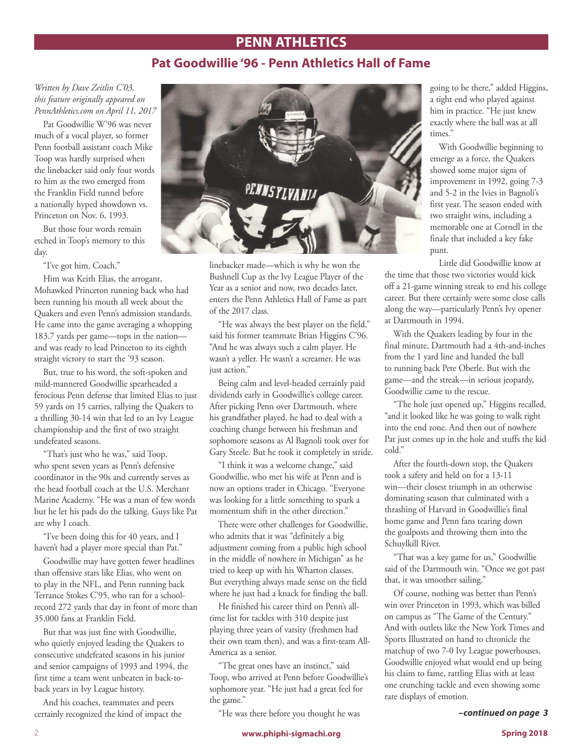# PENN ATHLETICS

## Pat Goodwillie '96 - Penn Athletics Hall of Fame

*Written by Dave Zeitlin C'03, this feature originally appeared on PennAthletics.com on April 11, 2017*

Pat Goodwillie W'96 was never much of a vocal player, so former Penn football assistant coach Mike Toop was hardly surprised when the linebacker said only four words to him as the two emerged from the Franklin Field tunnel before a nationally hyped showdown vs. Princeton on Nov. 6, 1993.

But those four words remain etched in Toop's memory to this day.

"I've got him, Coach."

Him was Keith Elias, the arrogant, Mohawked Princeton running back who had been running his mouth all week about the Quakers and even Penn's admission standards. He came into the game averaging a whopping 183.7 yards per game—tops in the nation—and was ready to lead Princeton to its eighth straight victory to start the '93 season.

But, true to his word, the soft-spoken and mild-mannered Goodwillie spearheaded a ferocious Penn defense that limited Elias to just 59 yards on 15 carries, rallying the Quakers to a thrilling 30-14 win that led to an Ivy League championship and the first of two straight undefeated seasons.

"That's just who he was," said Toop, who spent seven years as Penn's defensive coordinator in the 90s and currently serves as the head football coach at the U.S. Merchant Marine Academy. "He was a man of few words but he let his pads do the talking. Guys like Pat are why I coach.

"I've been doing this for 40 years, and I haven't had a player more special than Pat."

Goodwillie may have gotten fewer headlines than offensive stars like Elias, who went on to play in the NFL, and Penn running back Terrance Stokes C'95, who ran for a school-record 272 yards that day in front of more than 35,000 fans at Franklin Field.

But that was just fine with Goodwillie, who quietly enjoyed leading the Quakers to consecutive undefeated seasons in his junior and senior campaigns of 1993 and 1994, the first time a team went unbeaten in back-to-back years in Ivy League history.

And his coaches, teammates and peers certainly recognized the kind of impact the linebacker made—which is why he won the Bushnell Cup as the Ivy League Player of the Year as a senior and now, two decades later, enters the Penn Athletics Hall of Fame as part of the 2017 class.

"He was always the best player on the field," said his former teammate Brian Higgins C'96. "And he was always such a calm player. He wasn't a yeller. He wasn't a screamer. He was just action."

Being calm and level-headed certainly paid dividends early in Goodwillie's college career. After picking Penn over Dartmouth, where his grandfather played, he had to deal with a coaching change between his freshman and sophomore seasons as Al Bagnoli took over for Gary Steele. But he took it completely in stride.

"I think it was a welcome change," said Goodwillie, who met his wife at Penn and is now an options trader in Chicago. "Everyone was looking for a little something to spark a momentum shift in the other direction."

There were other challenges for Goodwillie, who admits that it was "definitely a big adjustment coming from a public high school in the middle of nowhere in Michigan" as he tried to keep up with his Wharton classes. But everything always made sense on the field where he just had a knack for finding the ball.

He finished his career third on Penn's all-time list for tackles with 310 despite just playing three years of varsity (freshmen had their own team then), and was a first-team All-America as a senior.

"The great ones have an instinct," said Toop, who arrived at Penn before Goodwillie's sophomore year. "He just had a great feel for the game."

"He was there before you thought he was going to be there," added Higgins, a tight end who played against him in practice. "He just knew exactly where the ball was at all times."

With Goodwillie beginning to emerge as a force, the Quakers showed some major signs of improvement in 1992, going 7-3 and 5-2 in the Ivies in Bagnoli's first year. The season ended with two straight wins, including a memorable one at Cornell in the finale that included a key fake punt.

Little did Goodwillie know at the time that those two victories would kick off a 21-game winning streak to end his college career. But there certainly were some close calls along the way—particularly Penn's Ivy opener at Dartmouth in 1994.

With the Quakers leading by four in the final minute, Dartmouth had a 4th-and-inches from the 1 yard line and handed the ball to running back Pete Oberle. But with the game—and the streak—in serious jeopardy, Goodwillie came to the rescue.

"The hole just opened up," Higgins recalled, "and it looked like he was going to walk right into the end zone. And then out of nowhere Pat just comes up in the hole and stuffs the kid cold."

After the fourth-down stop, the Quakers took a safety and held on for a 13-11 win—their closest triumph in an otherwise dominating season that culminated with a thrashing of Harvard in Goodwillie's final home game and Penn fans tearing down the goalposts and throwing them into the Schuylkill River.

"That was a key game for us," Goodwillie said of the Dartmouth win. "Once we got past that, it was smoother sailing."

Of course, nothing was better than Penn's win over Princeton in 1993, which was billed on campus as "The Game of the Century." And with outlets like the New York Times and Sports Illustrated on hand to chronicle the matchup of two 7-0 Ivy League powerhouses, Goodwillie enjoyed what would end up being his claim to fame, rattling Elias with at least one crunching tackle and even showing some rare displays of emotion.

***–continued on page 3***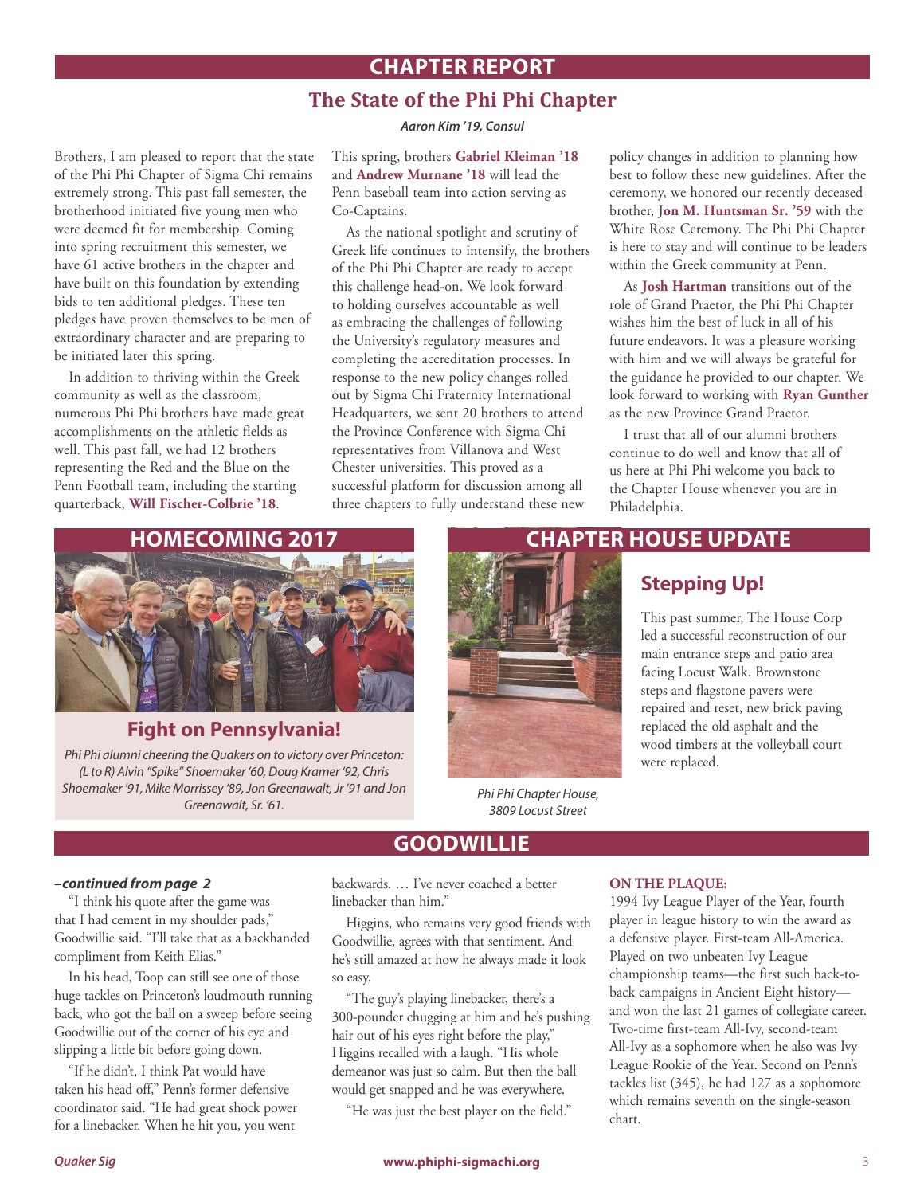# CHAPTER REPORT

## The State of the Phi Phi Chapter

***Aaron Kim '19, Consul***

Brothers, I am pleased to report that the state of the Phi Phi Chapter of Sigma Chi remains extremely strong. This past fall semester, the brotherhood initiated five young men who were deemed fit for membership. Coming into spring recruitment this semester, we have 61 active brothers in the chapter and have built on this foundation by extending bids to ten additional pledges. These ten pledges have proven themselves to be men of extraordinary character and are preparing to be initiated later this spring.

In addition to thriving within the Greek community as well as the classroom, numerous Phi Phi brothers have made great accomplishments on the athletic fields as well. This past fall, we had 12 brothers representing the Red and the Blue on the Penn Football team, including the starting quarterback, **Will Fischer-Colbrie '18**. This spring, brothers **Gabriel Kleiman '18** and **Andrew Murnane '18** will lead the Penn baseball team into action serving as Co-Captains.

As the national spotlight and scrutiny of Greek life continues to intensify, the brothers of the Phi Phi Chapter are ready to accept this challenge head-on. We look forward to holding ourselves accountable as well as embracing the challenges of following the University's regulatory measures and completing the accreditation processes. In response to the new policy changes rolled out by Sigma Chi Fraternity International Headquarters, we sent 20 brothers to attend the Province Conference with Sigma Chi representatives from Villanova and West Chester universities. This proved as a successful platform for discussion among all three chapters to fully understand these new policy changes in addition to planning how best to follow these new guidelines. After the ceremony, we honored our recently deceased brother, **Jon M. Huntsman Sr. '59** with the White Rose Ceremony. The Phi Phi Chapter is here to stay and will continue to be leaders within the Greek community at Penn.

As **Josh Hartman** transitions out of the role of Grand Praetor, the Phi Phi Chapter wishes him the best of luck in all of his future endeavors. It was a pleasure working with him and we will always be grateful for the guidance he provided to our chapter. We look forward to working with **Ryan Gunther** as the new Province Grand Praetor.

I trust that all of our alumni brothers continue to do well and know that all of us here at Phi Phi welcome you back to the Chapter House whenever you are in Philadelphia.

# HOMECOMING 2017

## Fight on Pennsylvania!

*Phi Phi alumni cheering the Quakers on to victory over Princeton: (L to R) Alvin "Spike" Shoemaker '60, Doug Kramer '92, Chris Shoemaker '91, Mike Morrissey '89, Jon Greenawalt, Jr '91 and Jon Greenawalt, Sr. '61.*

# CHAPTER HOUSE UPDATE

*Phi Phi Chapter House, 3809 Locust Street*

## Stepping Up!

This past summer, The House Corp led a successful reconstruction of our main entrance steps and patio area facing Locust Walk. Brownstone steps and flagstone pavers were repaired and reset, new brick paving replaced the old asphalt and the wood timbers at the volleyball court were replaced.

# GOODWILLIE

***–continued from page 2***

"I think his quote after the game was that I had cement in my shoulder pads," Goodwillie said. "I'll take that as a backhanded compliment from Keith Elias."

In his head, Toop can still see one of those huge tackles on Princeton's loudmouth running back, who got the ball on a sweep before seeing Goodwillie out of the corner of his eye and slipping a little bit before going down.

"If he didn't, I think Pat would have taken his head off," Penn's former defensive coordinator said. "He had great shock power for a linebacker. When he hit you, you went backwards. … I've never coached a better linebacker than him."

Higgins, who remains very good friends with Goodwillie, agrees with that sentiment. And he's still amazed at how he always made it look so easy.

"The guy's playing linebacker, there's a 300-pounder chugging at him and he's pushing hair out of his eyes right before the play," Higgins recalled with a laugh. "His whole demeanor was just so calm. But then the ball would get snapped and he was everywhere.

"He was just the best player on the field."

**ON THE PLAQUE:**

1994 Ivy League Player of the Year, fourth player in league history to win the award as a defensive player. First-team All-America. Played on two unbeaten Ivy League championship teams—the first such back-to-back campaigns in Ancient Eight history—and won the last 21 games of collegiate career. Two-time first-team All-Ivy, second-team All-Ivy as a sophomore when he also was Ivy League Rookie of the Year. Second on Penn's tackles list (345), he had 127 as a sophomore which remains seventh on the single-season chart.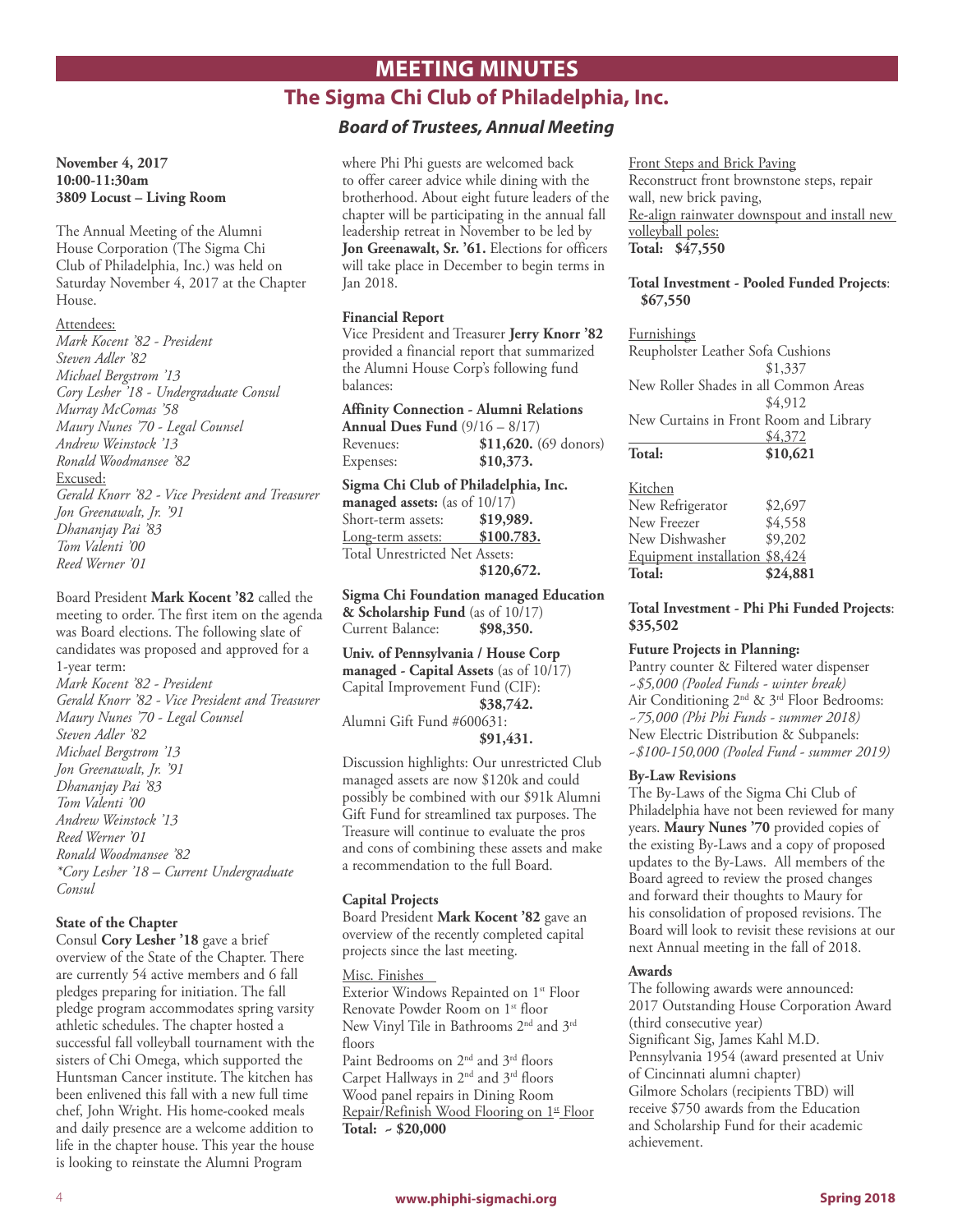# MEETING MINUTES

## The Sigma Chi Club of Philadelphia, Inc.

### *Board of Trustees, Annual Meeting*

**November 4, 2017**
**10:00-11:30am**
**3809 Locust – Living Room**

The Annual Meeting of the Alumni House Corporation (The Sigma Chi Club of Philadelphia, Inc.) was held on Saturday November 4, 2017 at the Chapter House.

Attendees:
*Mark Kocent '82 - President*
*Steven Adler '82*
*Michael Bergstrom '13*
*Cory Lesher '18 - Undergraduate Consul*
*Murray McComas '58*
*Maury Nunes '70 - Legal Counsel*
*Andrew Weinstock '13*
*Ronald Woodmansee '82*
Excused:
*Gerald Knorr '82 - Vice President and Treasurer*
*Jon Greenawalt, Jr. '91*
*Dhananjay Pai '83*
*Tom Valenti '00*
*Reed Werner '01*

Board President **Mark Kocent '82** called the meeting to order. The first item on the agenda was Board elections. The following slate of candidates was proposed and approved for a 1-year term:
*Mark Kocent '82 - President*
*Gerald Knorr '82 - Vice President and Treasurer*
*Maury Nunes '70 - Legal Counsel*
*Steven Adler '82*
*Michael Bergstrom '13*
*Jon Greenawalt, Jr. '91*
*Dhananjay Pai '83*
*Tom Valenti '00*
*Andrew Weinstock '13*
*Reed Werner '01*
*Ronald Woodmansee '82*
*\*Cory Lesher '18 – Current Undergraduate Consul*

**State of the Chapter**
Consul **Cory Lesher '18** gave a brief overview of the State of the Chapter. There are currently 54 active members and 6 fall pledges preparing for initiation. The fall pledge program accommodates spring varsity athletic schedules. The chapter hosted a successful fall volleyball tournament with the sisters of Chi Omega, which supported the Huntsman Cancer institute. The kitchen has been enlivened this fall with a new full time chef, John Wright. His home-cooked meals and daily presence are a welcome addition to life in the chapter house. This year the house is looking to reinstate the Alumni Program where Phi Phi guests are welcomed back to offer career advice while dining with the brotherhood. About eight future leaders of the chapter will be participating in the annual fall leadership retreat in November to be led by **Jon Greenawalt, Sr. '61.** Elections for officers will take place in December to begin terms in Jan 2018.

**Financial Report**
Vice President and Treasurer **Jerry Knorr '82** provided a financial report that summarized the Alumni House Corp's following fund balances:

**Affinity Connection - Alumni Relations Annual Dues Fund** (9/16 – 8/17)
Revenues: **$11,620.** (69 donors)
Expenses: **$10,373.**

**Sigma Chi Club of Philadelphia, Inc. managed assets:** (as of 10/17)
Short-term assets: **$19,989.**
Long-term assets: **$100.783.**
Total Unrestricted Net Assets: **$120,672.**

**Sigma Chi Foundation managed Education & Scholarship Fund** (as of 10/17)
Current Balance: **$98,350.**

**Univ. of Pennsylvania / House Corp managed - Capital Assets** (as of 10/17)
Capital Improvement Fund (CIF): **$38,742.**
Alumni Gift Fund #600631: **$91,431.**

Discussion highlights: Our unrestricted Club managed assets are now $120k and could possibly be combined with our $91k Alumni Gift Fund for streamlined tax purposes. The Treasure will continue to evaluate the pros and cons of combining these assets and make a recommendation to the full Board.

**Capital Projects**
Board President **Mark Kocent '82** gave an overview of the recently completed capital projects since the last meeting.

Misc. Finishes
Exterior Windows Repainted on 1st Floor
Renovate Powder Room on 1st floor
New Vinyl Tile in Bathrooms 2nd and 3rd floors
Paint Bedrooms on 2nd and 3rd floors
Carpet Hallways in 2nd and 3rd floors
Wood panel repairs in Dining Room
Repair/Refinish Wood Flooring on 1st Floor
**Total: ~ $20,000**

Front Steps and Brick Paving
Reconstruct front brownstone steps, repair wall, new brick paving,
Re-align rainwater downspout and install new volleyball poles:
**Total: $47,550**

**Total Investment - Pooled Funded Projects: $67,550**

Furnishings

| | |
|---|---|
| Reupholster Leather Sofa Cushions | $1,337 |
| New Roller Shades in all Common Areas | $4,912 |
| New Curtains in Front Room and Library | $4,372 |
| **Total:** | **$10,621** |

Kitchen

| | |
|---|---|
| New Refrigerator | $2,697 |
| New Freezer | $4,558 |
| New Dishwasher | $9,202 |
| Equipment installation | $8,424 |
| **Total:** | **$24,881** |

**Total Investment - Phi Phi Funded Projects: $35,502**

**Future Projects in Planning:**
Pantry counter & Filtered water dispenser
*~$5,000 (Pooled Funds - winter break)*
Air Conditioning 2nd & 3rd Floor Bedrooms:
*~75,000 (Phi Phi Funds - summer 2018)*
New Electric Distribution & Subpanels:
*~$100-150,000 (Pooled Fund - summer 2019)*

**By-Law Revisions**
The By-Laws of the Sigma Chi Club of Philadelphia have not been reviewed for many years. **Maury Nunes '70** provided copies of the existing By-Laws and a copy of proposed updates to the By-Laws. All members of the Board agreed to review the prosed changes and forward their thoughts to Maury for his consolidation of proposed revisions. The Board will look to revisit these revisions at our next Annual meeting in the fall of 2018.

**Awards**
The following awards were announced:
2017 Outstanding House Corporation Award (third consecutive year)
Significant Sig, James Kahl M.D. Pennsylvania 1954 (award presented at Univ of Cincinnati alumni chapter)
Gilmore Scholars (recipients TBD) will receive $750 awards from the Education and Scholarship Fund for their academic achievement.